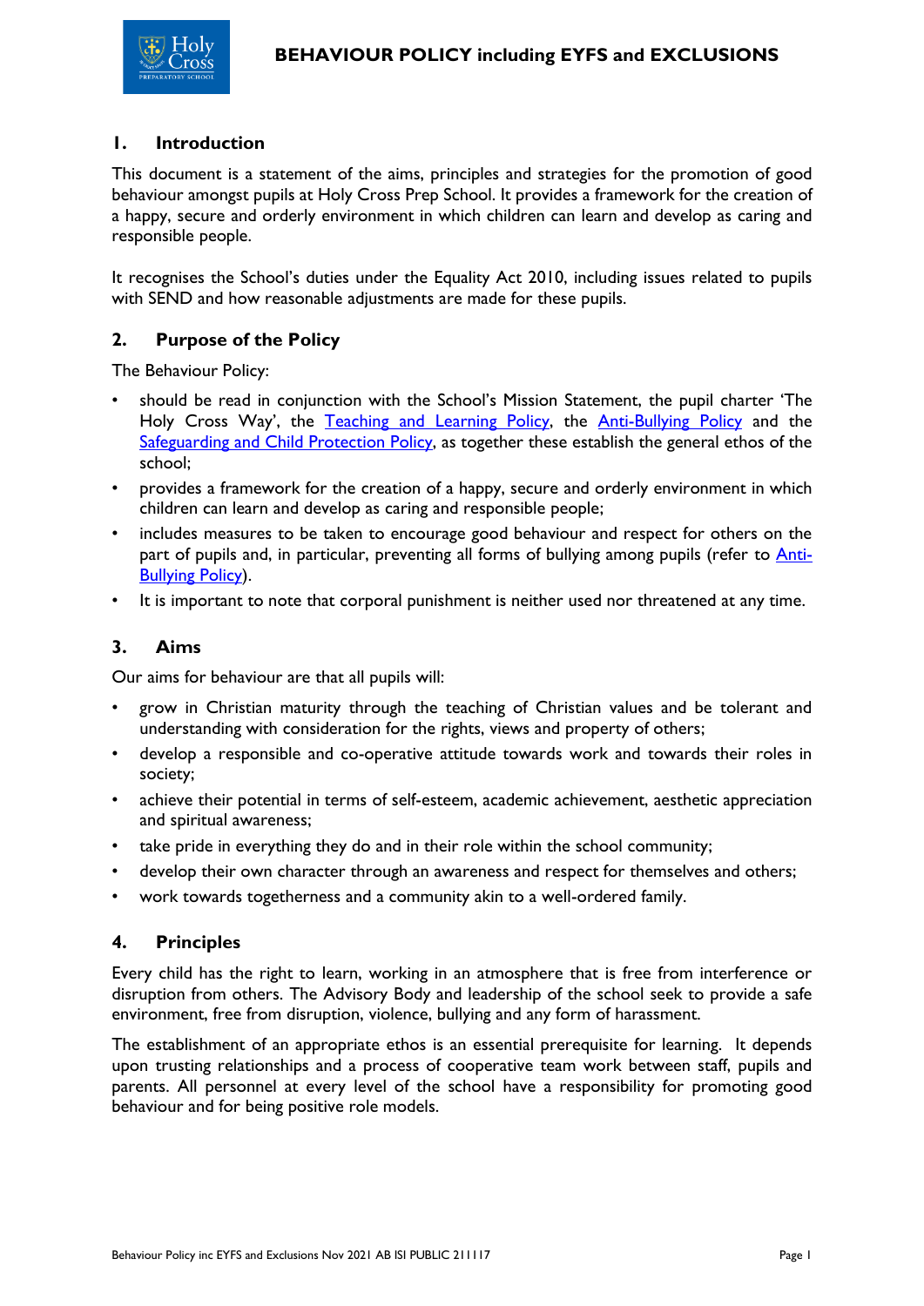# BEHAVIOUR POLICY including EYFS and EXCLUSIONS

## 1. Introduction

This document is a statement of the aims, principles and strategies for the promotion of good behaviour amongst pupils at Holy Cross Prep School. It provides a framework for the creation of a happy, secure and orderly environment in which children can learn and develop as caring and responsible people.

It recognises the School's duties under the Equality Act 2010, including issues related to pupils with SEND and how reasonable adjustments are made for these pupils.

## 2. Purpose of the Policy

The Behaviour Policy:

- should be read in conjunction with the School's Mission Statement, the pupil charter 'The Holy Cross Way', the Teaching and Learning Policy, the Anti-Bullying Policy and the Safeguarding and Child Protection Policy, as together these establish the general ethos of the school;
- provides a framework for the creation of a happy, secure and orderly environment in which children can learn and develop as caring and responsible people;
- includes measures to be taken to encourage good behaviour and respect for others on the part of pupils and, in particular, preventing all forms of bullying among pupils (refer to Anti-Bullying Policy).
- It is important to note that corporal punishment is neither used nor threatened at any time.

## 3. Aims

Our aims for behaviour are that all pupils will:

- grow in Christian maturity through the teaching of Christian values and be tolerant and understanding with consideration for the rights, views and property of others;
- develop a responsible and co-operative attitude towards work and towards their roles in society;
- achieve their potential in terms of self-esteem, academic achievement, aesthetic appreciation and spiritual awareness;
- take pride in everything they do and in their role within the school community;
- develop their own character through an awareness and respect for themselves and others;
- work towards togetherness and a community akin to a well-ordered family.

## 4. Principles

Every child has the right to learn, working in an atmosphere that is free from interference or disruption from others. The Advisory Body and leadership of the school seek to provide a safe environment, free from disruption, violence, bullying and any form of harassment.

The establishment of an appropriate ethos is an essential prerequisite for learning. It depends upon trusting relationships and a process of cooperative team work between staff, pupils and parents. All personnel at every level of the school have a responsibility for promoting good behaviour and for being positive role models.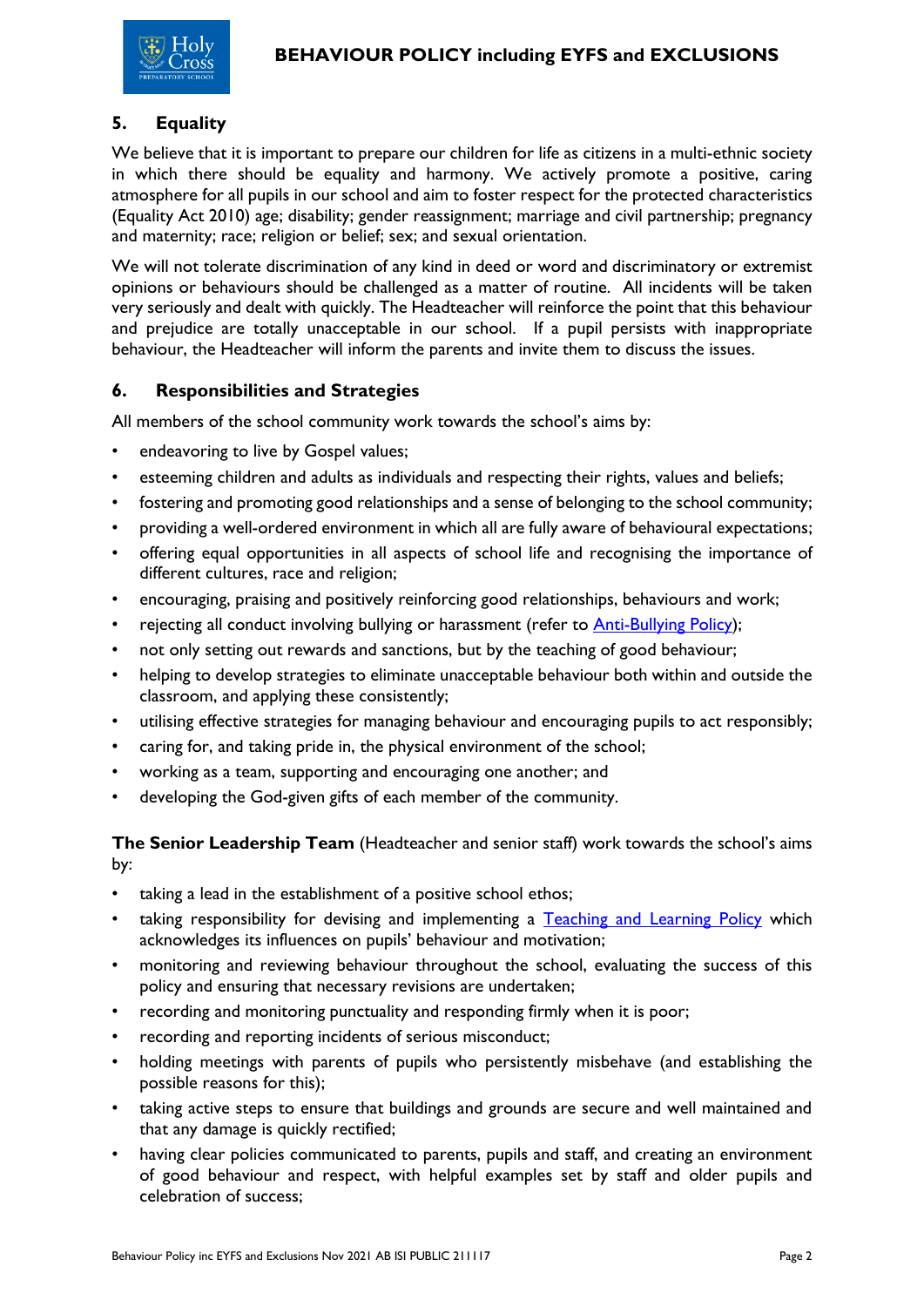## 5. Equality

We believe that it is important to prepare our children for life as citizens in a multi-ethnic society in which there should be equality and harmony. We actively promote a positive, caring atmosphere for all pupils in our school and aim to foster respect for the protected characteristics (Equality Act 2010) age; disability; gender reassignment; marriage and civil partnership; pregnancy and maternity; race; religion or belief; sex; and sexual orientation.

We will not tolerate discrimination of any kind in deed or word and discriminatory or extremist opinions or behaviours should be challenged as a matter of routine. All incidents will be taken very seriously and dealt with quickly. The Headteacher will reinforce the point that this behaviour and prejudice are totally unacceptable in our school. If a pupil persists with inappropriate behaviour, the Headteacher will inform the parents and invite them to discuss the issues.

## 6. Responsibilities and Strategies

All members of the school community work towards the school's aims by:

- endeavoring to live by Gospel values;
- esteeming children and adults as individuals and respecting their rights, values and beliefs;
- fostering and promoting good relationships and a sense of belonging to the school community;
- providing a well-ordered environment in which all are fully aware of behavioural expectations;
- offering equal opportunities in all aspects of school life and recognising the importance of different cultures, race and religion;
- encouraging, praising and positively reinforcing good relationships, behaviours and work;
- rejecting all conduct involving bullying or harassment (refer to Anti-Bullying Policy);
- not only setting out rewards and sanctions, but by the teaching of good behaviour;
- helping to develop strategies to eliminate unacceptable behaviour both within and outside the classroom, and applying these consistently;
- utilising effective strategies for managing behaviour and encouraging pupils to act responsibly;
- caring for, and taking pride in, the physical environment of the school;
- working as a team, supporting and encouraging one another; and
- developing the God-given gifts of each member of the community.

**The Senior Leadership Team** (Headteacher and senior staff) work towards the school's aims by:

- taking a lead in the establishment of a positive school ethos;
- taking responsibility for devising and implementing a Teaching and Learning Policy which acknowledges its influences on pupils' behaviour and motivation;
- monitoring and reviewing behaviour throughout the school, evaluating the success of this policy and ensuring that necessary revisions are undertaken;
- recording and monitoring punctuality and responding firmly when it is poor;
- recording and reporting incidents of serious misconduct;
- holding meetings with parents of pupils who persistently misbehave (and establishing the possible reasons for this);
- taking active steps to ensure that buildings and grounds are secure and well maintained and that any damage is quickly rectified;
- having clear policies communicated to parents, pupils and staff, and creating an environment of good behaviour and respect, with helpful examples set by staff and older pupils and celebration of success;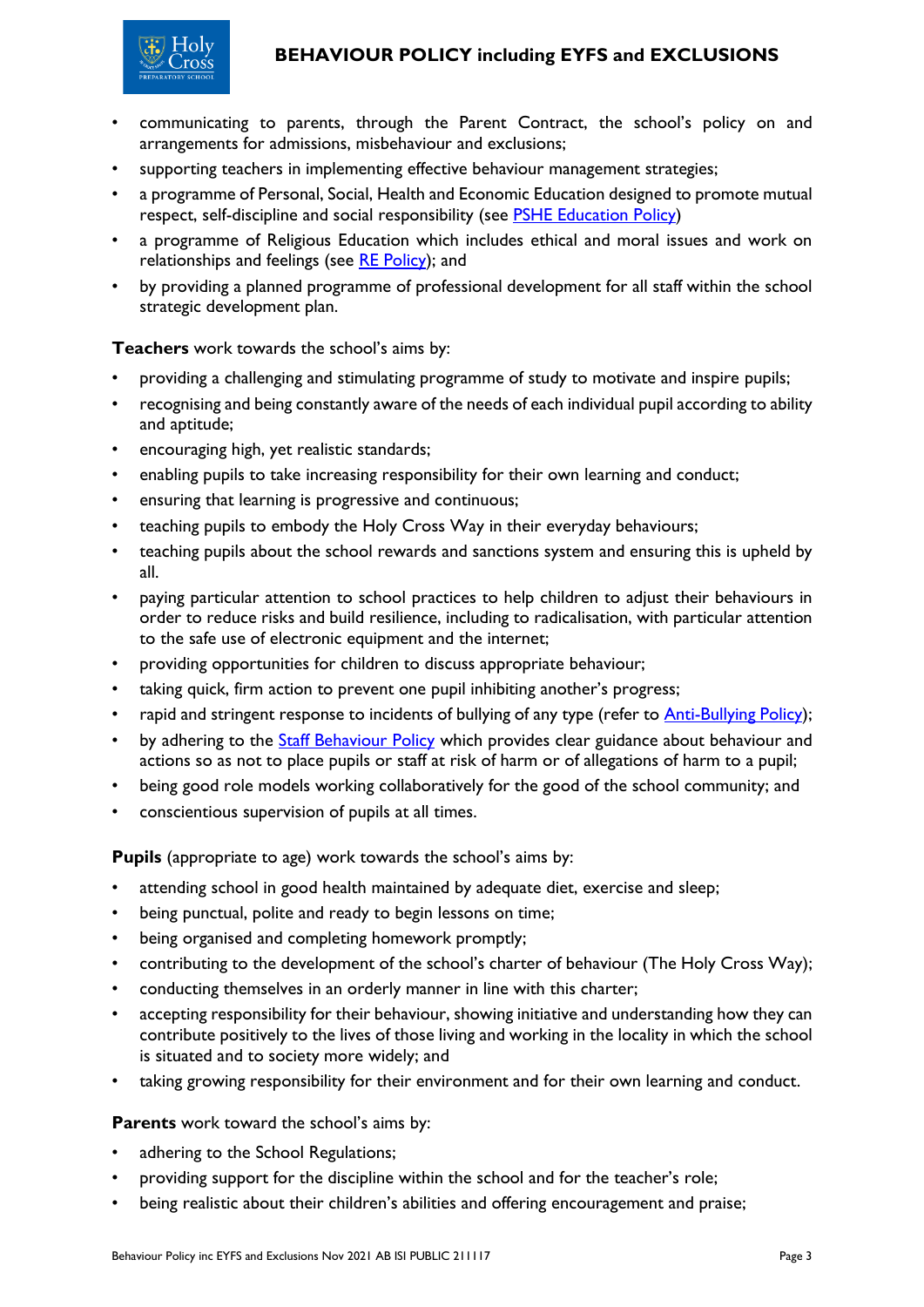- communicating to parents, through the Parent Contract, the school's policy on and arrangements for admissions, misbehaviour and exclusions;
- supporting teachers in implementing effective behaviour management strategies;
- a programme of Personal, Social, Health and Economic Education designed to promote mutual respect, self-discipline and social responsibility (see PSHE Education Policy)
- a programme of Religious Education which includes ethical and moral issues and work on relationships and feelings (see RE Policy); and
- by providing a planned programme of professional development for all staff within the school strategic development plan.

**Teachers** work towards the school's aims by:

- providing a challenging and stimulating programme of study to motivate and inspire pupils;
- recognising and being constantly aware of the needs of each individual pupil according to ability and aptitude;
- encouraging high, yet realistic standards;
- enabling pupils to take increasing responsibility for their own learning and conduct;
- ensuring that learning is progressive and continuous;
- teaching pupils to embody the Holy Cross Way in their everyday behaviours;
- teaching pupils about the school rewards and sanctions system and ensuring this is upheld by all.
- paying particular attention to school practices to help children to adjust their behaviours in order to reduce risks and build resilience, including to radicalisation, with particular attention to the safe use of electronic equipment and the internet;
- providing opportunities for children to discuss appropriate behaviour;
- taking quick, firm action to prevent one pupil inhibiting another's progress;
- rapid and stringent response to incidents of bullying of any type (refer to Anti-Bullying Policy);
- by adhering to the Staff Behaviour Policy which provides clear guidance about behaviour and actions so as not to place pupils or staff at risk of harm or of allegations of harm to a pupil;
- being good role models working collaboratively for the good of the school community; and
- conscientious supervision of pupils at all times.

**Pupils** (appropriate to age) work towards the school's aims by:

- attending school in good health maintained by adequate diet, exercise and sleep;
- being punctual, polite and ready to begin lessons on time;
- being organised and completing homework promptly;
- contributing to the development of the school's charter of behaviour (The Holy Cross Way);
- conducting themselves in an orderly manner in line with this charter;
- accepting responsibility for their behaviour, showing initiative and understanding how they can contribute positively to the lives of those living and working in the locality in which the school is situated and to society more widely; and
- taking growing responsibility for their environment and for their own learning and conduct.

**Parents** work toward the school's aims by:

- adhering to the School Regulations;
- providing support for the discipline within the school and for the teacher's role;
- being realistic about their children's abilities and offering encouragement and praise;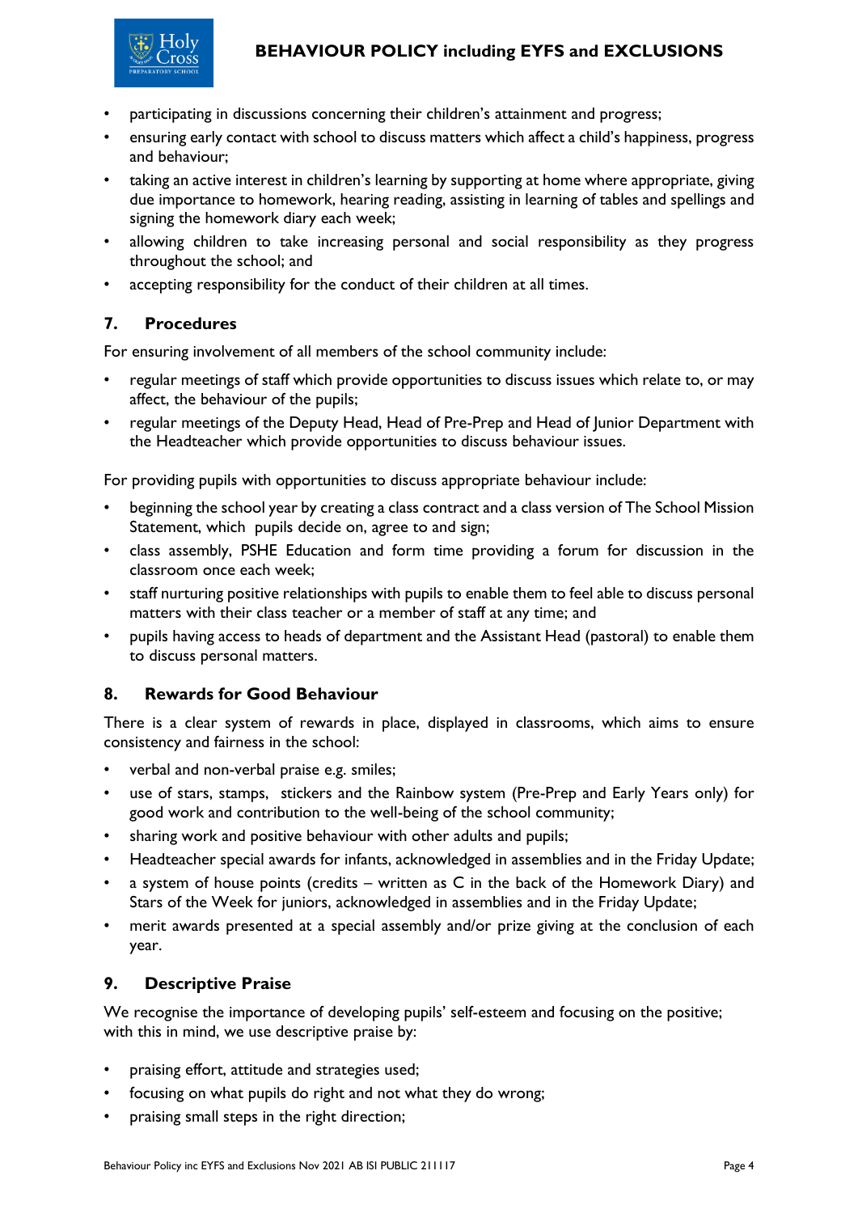- participating in discussions concerning their children's attainment and progress;
- ensuring early contact with school to discuss matters which affect a child's happiness, progress and behaviour;
- taking an active interest in children's learning by supporting at home where appropriate, giving due importance to homework, hearing reading, assisting in learning of tables and spellings and signing the homework diary each week;
- allowing children to take increasing personal and social responsibility as they progress throughout the school; and
- accepting responsibility for the conduct of their children at all times.

## 7. Procedures

For ensuring involvement of all members of the school community include:

- regular meetings of staff which provide opportunities to discuss issues which relate to, or may affect, the behaviour of the pupils;
- regular meetings of the Deputy Head, Head of Pre-Prep and Head of Junior Department with the Headteacher which provide opportunities to discuss behaviour issues.

For providing pupils with opportunities to discuss appropriate behaviour include:

- beginning the school year by creating a class contract and a class version of The School Mission Statement, which pupils decide on, agree to and sign;
- class assembly, PSHE Education and form time providing a forum for discussion in the classroom once each week;
- staff nurturing positive relationships with pupils to enable them to feel able to discuss personal matters with their class teacher or a member of staff at any time; and
- pupils having access to heads of department and the Assistant Head (pastoral) to enable them to discuss personal matters.

## 8. Rewards for Good Behaviour

There is a clear system of rewards in place, displayed in classrooms, which aims to ensure consistency and fairness in the school:

- verbal and non-verbal praise e.g. smiles;
- use of stars, stamps, stickers and the Rainbow system (Pre-Prep and Early Years only) for good work and contribution to the well-being of the school community;
- sharing work and positive behaviour with other adults and pupils;
- Headteacher special awards for infants, acknowledged in assemblies and in the Friday Update;
- a system of house points (credits – written as C in the back of the Homework Diary) and Stars of the Week for juniors, acknowledged in assemblies and in the Friday Update;
- merit awards presented at a special assembly and/or prize giving at the conclusion of each year.

## 9. Descriptive Praise

We recognise the importance of developing pupils' self-esteem and focusing on the positive; with this in mind, we use descriptive praise by:

- praising effort, attitude and strategies used;
- focusing on what pupils do right and not what they do wrong;
- praising small steps in the right direction;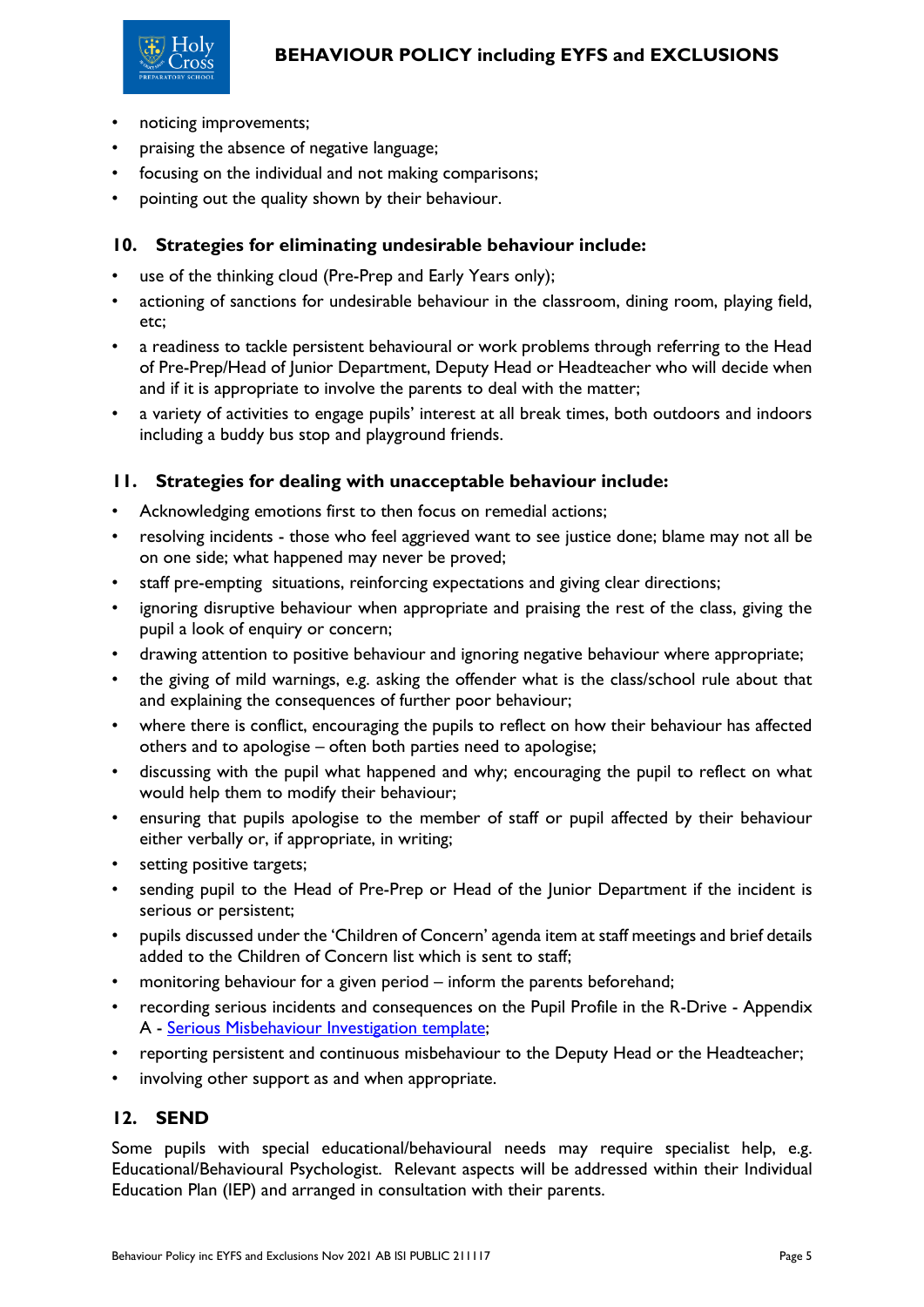- noticing improvements;
- praising the absence of negative language;
- focusing on the individual and not making comparisons;
- pointing out the quality shown by their behaviour.

## 10. Strategies for eliminating undesirable behaviour include:

- use of the thinking cloud (Pre-Prep and Early Years only);
- actioning of sanctions for undesirable behaviour in the classroom, dining room, playing field, etc;
- a readiness to tackle persistent behavioural or work problems through referring to the Head of Pre-Prep/Head of Junior Department, Deputy Head or Headteacher who will decide when and if it is appropriate to involve the parents to deal with the matter;
- a variety of activities to engage pupils' interest at all break times, both outdoors and indoors including a buddy bus stop and playground friends.

## 11. Strategies for dealing with unacceptable behaviour include:

- Acknowledging emotions first to then focus on remedial actions;
- resolving incidents - those who feel aggrieved want to see justice done; blame may not all be on one side; what happened may never be proved;
- staff pre-empting situations, reinforcing expectations and giving clear directions;
- ignoring disruptive behaviour when appropriate and praising the rest of the class, giving the pupil a look of enquiry or concern;
- drawing attention to positive behaviour and ignoring negative behaviour where appropriate;
- the giving of mild warnings, e.g. asking the offender what is the class/school rule about that and explaining the consequences of further poor behaviour;
- where there is conflict, encouraging the pupils to reflect on how their behaviour has affected others and to apologise – often both parties need to apologise;
- discussing with the pupil what happened and why; encouraging the pupil to reflect on what would help them to modify their behaviour;
- ensuring that pupils apologise to the member of staff or pupil affected by their behaviour either verbally or, if appropriate, in writing;
- setting positive targets;
- sending pupil to the Head of Pre-Prep or Head of the Junior Department if the incident is serious or persistent;
- pupils discussed under the 'Children of Concern' agenda item at staff meetings and brief details added to the Children of Concern list which is sent to staff;
- monitoring behaviour for a given period – inform the parents beforehand;
- recording serious incidents and consequences on the Pupil Profile in the R-Drive - Appendix A - Serious Misbehaviour Investigation template;
- reporting persistent and continuous misbehaviour to the Deputy Head or the Headteacher;
- involving other support as and when appropriate.

## 12. SEND

Some pupils with special educational/behavioural needs may require specialist help, e.g. Educational/Behavioural Psychologist. Relevant aspects will be addressed within their Individual Education Plan (IEP) and arranged in consultation with their parents.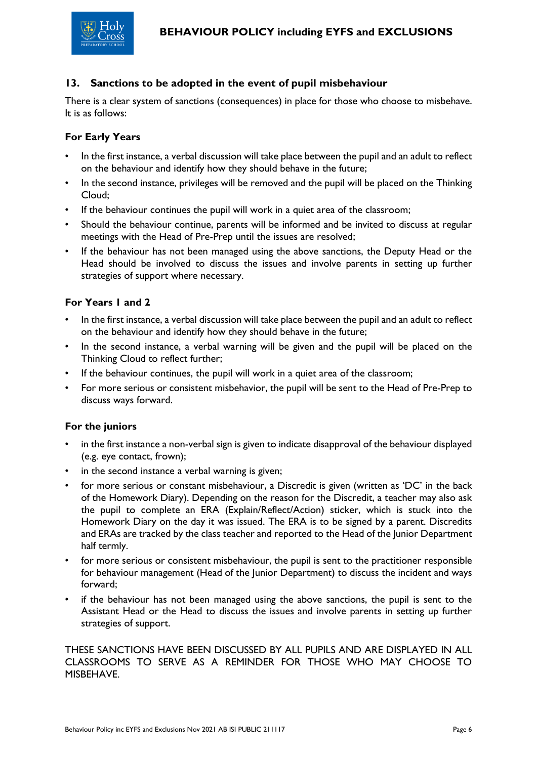## 13. Sanctions to be adopted in the event of pupil misbehaviour

There is a clear system of sanctions (consequences) in place for those who choose to misbehave. It is as follows:

### For Early Years

- In the first instance, a verbal discussion will take place between the pupil and an adult to reflect on the behaviour and identify how they should behave in the future;
- In the second instance, privileges will be removed and the pupil will be placed on the Thinking Cloud;
- If the behaviour continues the pupil will work in a quiet area of the classroom;
- Should the behaviour continue, parents will be informed and be invited to discuss at regular meetings with the Head of Pre-Prep until the issues are resolved;
- If the behaviour has not been managed using the above sanctions, the Deputy Head or the Head should be involved to discuss the issues and involve parents in setting up further strategies of support where necessary.

### For Years 1 and 2

- In the first instance, a verbal discussion will take place between the pupil and an adult to reflect on the behaviour and identify how they should behave in the future;
- In the second instance, a verbal warning will be given and the pupil will be placed on the Thinking Cloud to reflect further;
- If the behaviour continues, the pupil will work in a quiet area of the classroom;
- For more serious or consistent misbehavior, the pupil will be sent to the Head of Pre-Prep to discuss ways forward.

### For the juniors

- in the first instance a non-verbal sign is given to indicate disapproval of the behaviour displayed (e.g. eye contact, frown);
- in the second instance a verbal warning is given;
- for more serious or constant misbehaviour, a Discredit is given (written as 'DC' in the back of the Homework Diary). Depending on the reason for the Discredit, a teacher may also ask the pupil to complete an ERA (Explain/Reflect/Action) sticker, which is stuck into the Homework Diary on the day it was issued. The ERA is to be signed by a parent. Discredits and ERAs are tracked by the class teacher and reported to the Head of the Junior Department half termly.
- for more serious or consistent misbehaviour, the pupil is sent to the practitioner responsible for behaviour management (Head of the Junior Department) to discuss the incident and ways forward;
- if the behaviour has not been managed using the above sanctions, the pupil is sent to the Assistant Head or the Head to discuss the issues and involve parents in setting up further strategies of support.

THESE SANCTIONS HAVE BEEN DISCUSSED BY ALL PUPILS AND ARE DISPLAYED IN ALL CLASSROOMS TO SERVE AS A REMINDER FOR THOSE WHO MAY CHOOSE TO MISBEHAVE.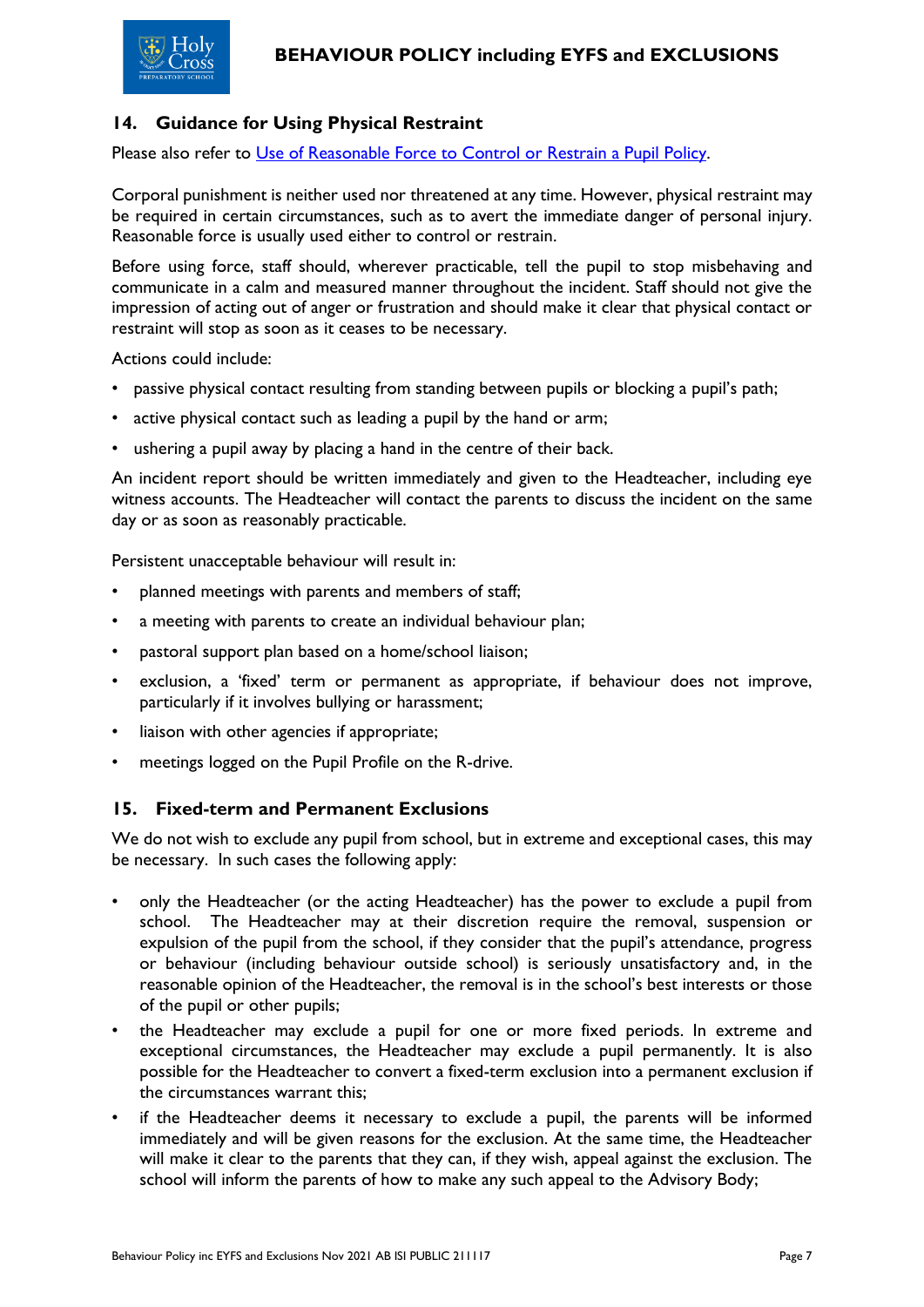## 14. Guidance for Using Physical Restraint

Please also refer to [Use of Reasonable Force to Control or Restrain a Pupil Policy](Use of Reasonable Force to Control or Restrain a Pupil Policy).

Corporal punishment is neither used nor threatened at any time. However, physical restraint may be required in certain circumstances, such as to avert the immediate danger of personal injury. Reasonable force is usually used either to control or restrain.

Before using force, staff should, wherever practicable, tell the pupil to stop misbehaving and communicate in a calm and measured manner throughout the incident. Staff should not give the impression of acting out of anger or frustration and should make it clear that physical contact or restraint will stop as soon as it ceases to be necessary.

Actions could include:

- passive physical contact resulting from standing between pupils or blocking a pupil's path;
- active physical contact such as leading a pupil by the hand or arm;
- ushering a pupil away by placing a hand in the centre of their back.

An incident report should be written immediately and given to the Headteacher, including eye witness accounts. The Headteacher will contact the parents to discuss the incident on the same day or as soon as reasonably practicable.

Persistent unacceptable behaviour will result in:

- planned meetings with parents and members of staff;
- a meeting with parents to create an individual behaviour plan;
- pastoral support plan based on a home/school liaison;
- exclusion, a 'fixed' term or permanent as appropriate, if behaviour does not improve, particularly if it involves bullying or harassment;
- liaison with other agencies if appropriate;
- meetings logged on the Pupil Profile on the R-drive.

## 15. Fixed-term and Permanent Exclusions

We do not wish to exclude any pupil from school, but in extreme and exceptional cases, this may be necessary. In such cases the following apply:

- only the Headteacher (or the acting Headteacher) has the power to exclude a pupil from school. The Headteacher may at their discretion require the removal, suspension or expulsion of the pupil from the school, if they consider that the pupil's attendance, progress or behaviour (including behaviour outside school) is seriously unsatisfactory and, in the reasonable opinion of the Headteacher, the removal is in the school's best interests or those of the pupil or other pupils;
- the Headteacher may exclude a pupil for one or more fixed periods. In extreme and exceptional circumstances, the Headteacher may exclude a pupil permanently. It is also possible for the Headteacher to convert a fixed-term exclusion into a permanent exclusion if the circumstances warrant this;
- if the Headteacher deems it necessary to exclude a pupil, the parents will be informed immediately and will be given reasons for the exclusion. At the same time, the Headteacher will make it clear to the parents that they can, if they wish, appeal against the exclusion. The school will inform the parents of how to make any such appeal to the Advisory Body;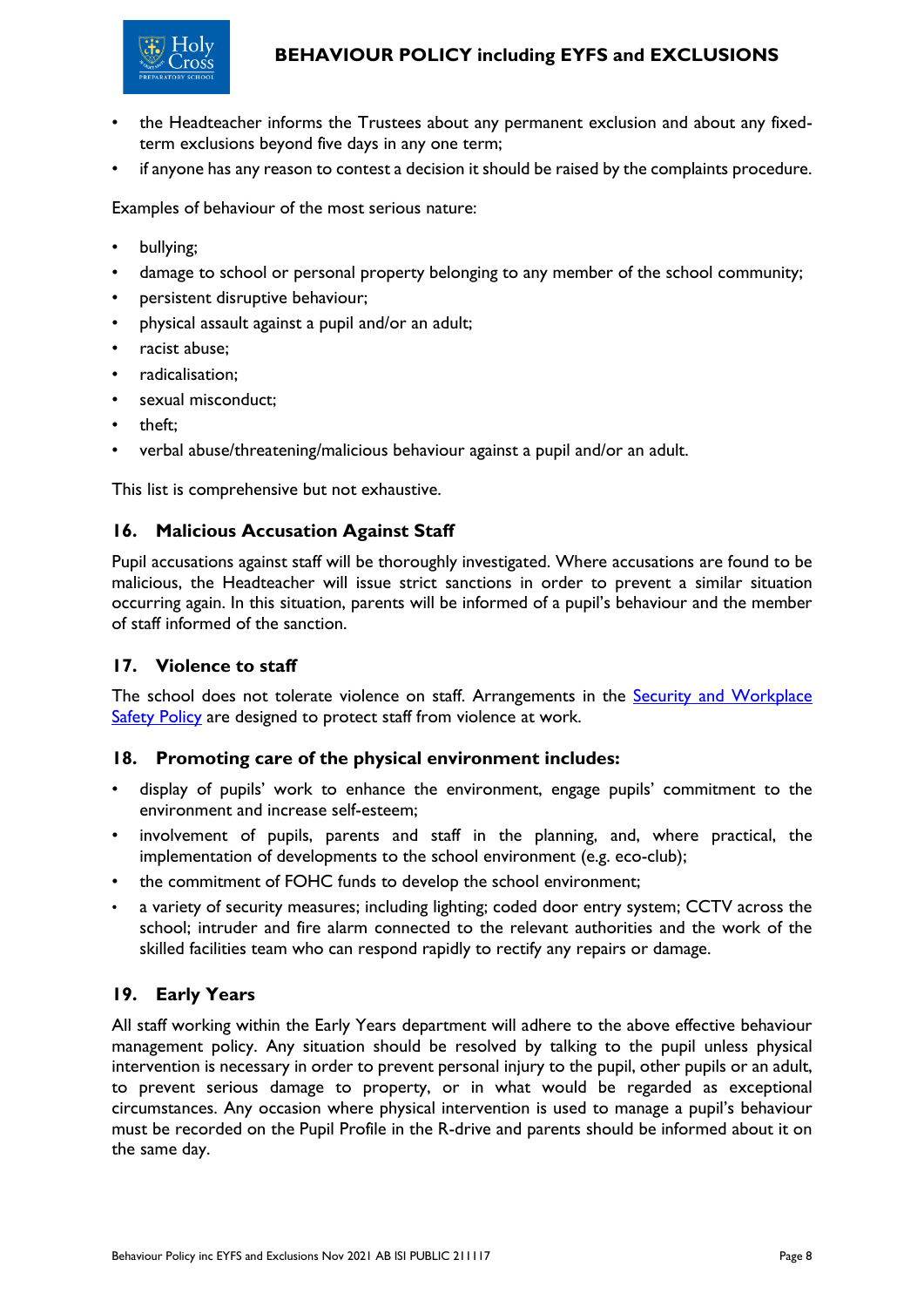- the Headteacher informs the Trustees about any permanent exclusion and about any fixed-term exclusions beyond five days in any one term;
- if anyone has any reason to contest a decision it should be raised by the complaints procedure.

Examples of behaviour of the most serious nature:

- bullying;
- damage to school or personal property belonging to any member of the school community;
- persistent disruptive behaviour;
- physical assault against a pupil and/or an adult;
- racist abuse;
- radicalisation;
- sexual misconduct;
- theft;
- verbal abuse/threatening/malicious behaviour against a pupil and/or an adult.

This list is comprehensive but not exhaustive.

## 16. Malicious Accusation Against Staff

Pupil accusations against staff will be thoroughly investigated. Where accusations are found to be malicious, the Headteacher will issue strict sanctions in order to prevent a similar situation occurring again. In this situation, parents will be informed of a pupil's behaviour and the member of staff informed of the sanction.

## 17. Violence to staff

The school does not tolerate violence on staff. Arrangements in the Security and Workplace Safety Policy are designed to protect staff from violence at work.

## 18. Promoting care of the physical environment includes:

- display of pupils' work to enhance the environment, engage pupils' commitment to the environment and increase self-esteem;
- involvement of pupils, parents and staff in the planning, and, where practical, the implementation of developments to the school environment (e.g. eco-club);
- the commitment of FOHC funds to develop the school environment;
- a variety of security measures; including lighting; coded door entry system; CCTV across the school; intruder and fire alarm connected to the relevant authorities and the work of the skilled facilities team who can respond rapidly to rectify any repairs or damage.

## 19. Early Years

All staff working within the Early Years department will adhere to the above effective behaviour management policy. Any situation should be resolved by talking to the pupil unless physical intervention is necessary in order to prevent personal injury to the pupil, other pupils or an adult, to prevent serious damage to property, or in what would be regarded as exceptional circumstances. Any occasion where physical intervention is used to manage a pupil's behaviour must be recorded on the Pupil Profile in the R-drive and parents should be informed about it on the same day.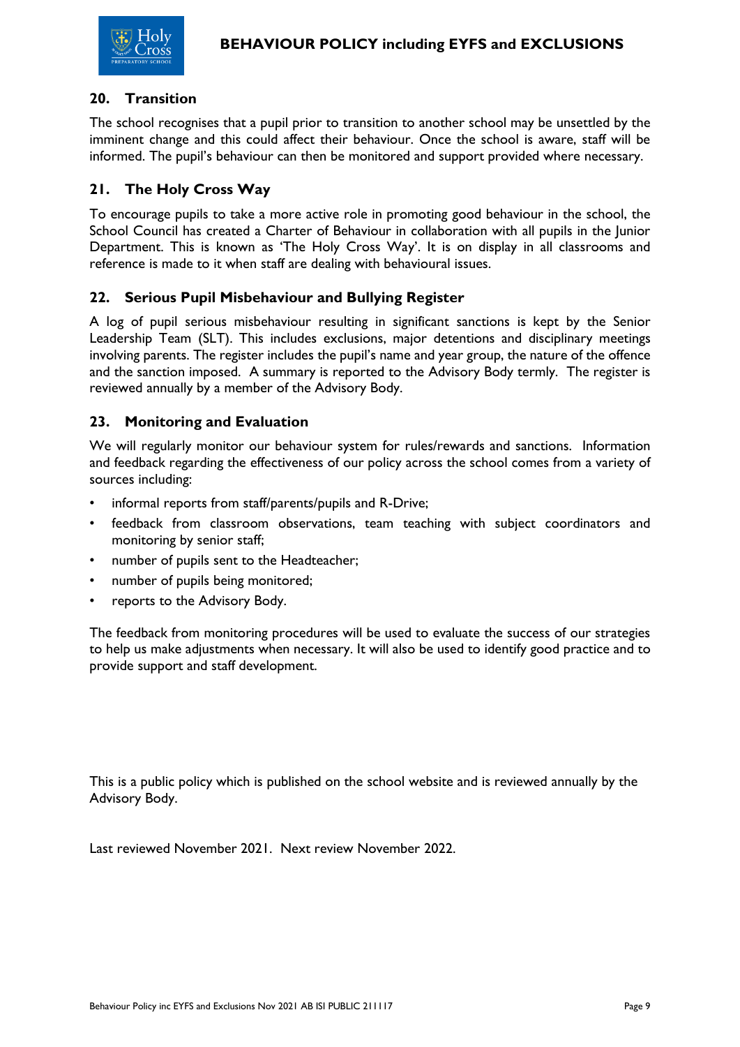## 20. Transition

The school recognises that a pupil prior to transition to another school may be unsettled by the imminent change and this could affect their behaviour. Once the school is aware, staff will be informed. The pupil's behaviour can then be monitored and support provided where necessary.

## 21. The Holy Cross Way

To encourage pupils to take a more active role in promoting good behaviour in the school, the School Council has created a Charter of Behaviour in collaboration with all pupils in the Junior Department. This is known as 'The Holy Cross Way'. It is on display in all classrooms and reference is made to it when staff are dealing with behavioural issues.

## 22. Serious Pupil Misbehaviour and Bullying Register

A log of pupil serious misbehaviour resulting in significant sanctions is kept by the Senior Leadership Team (SLT). This includes exclusions, major detentions and disciplinary meetings involving parents. The register includes the pupil's name and year group, the nature of the offence and the sanction imposed. A summary is reported to the Advisory Body termly. The register is reviewed annually by a member of the Advisory Body.

## 23. Monitoring and Evaluation

We will regularly monitor our behaviour system for rules/rewards and sanctions. Information and feedback regarding the effectiveness of our policy across the school comes from a variety of sources including:

- informal reports from staff/parents/pupils and R-Drive;
- feedback from classroom observations, team teaching with subject coordinators and monitoring by senior staff;
- number of pupils sent to the Headteacher;
- number of pupils being monitored;
- reports to the Advisory Body.

The feedback from monitoring procedures will be used to evaluate the success of our strategies to help us make adjustments when necessary. It will also be used to identify good practice and to provide support and staff development.

This is a public policy which is published on the school website and is reviewed annually by the Advisory Body.

Last reviewed November 2021. Next review November 2022.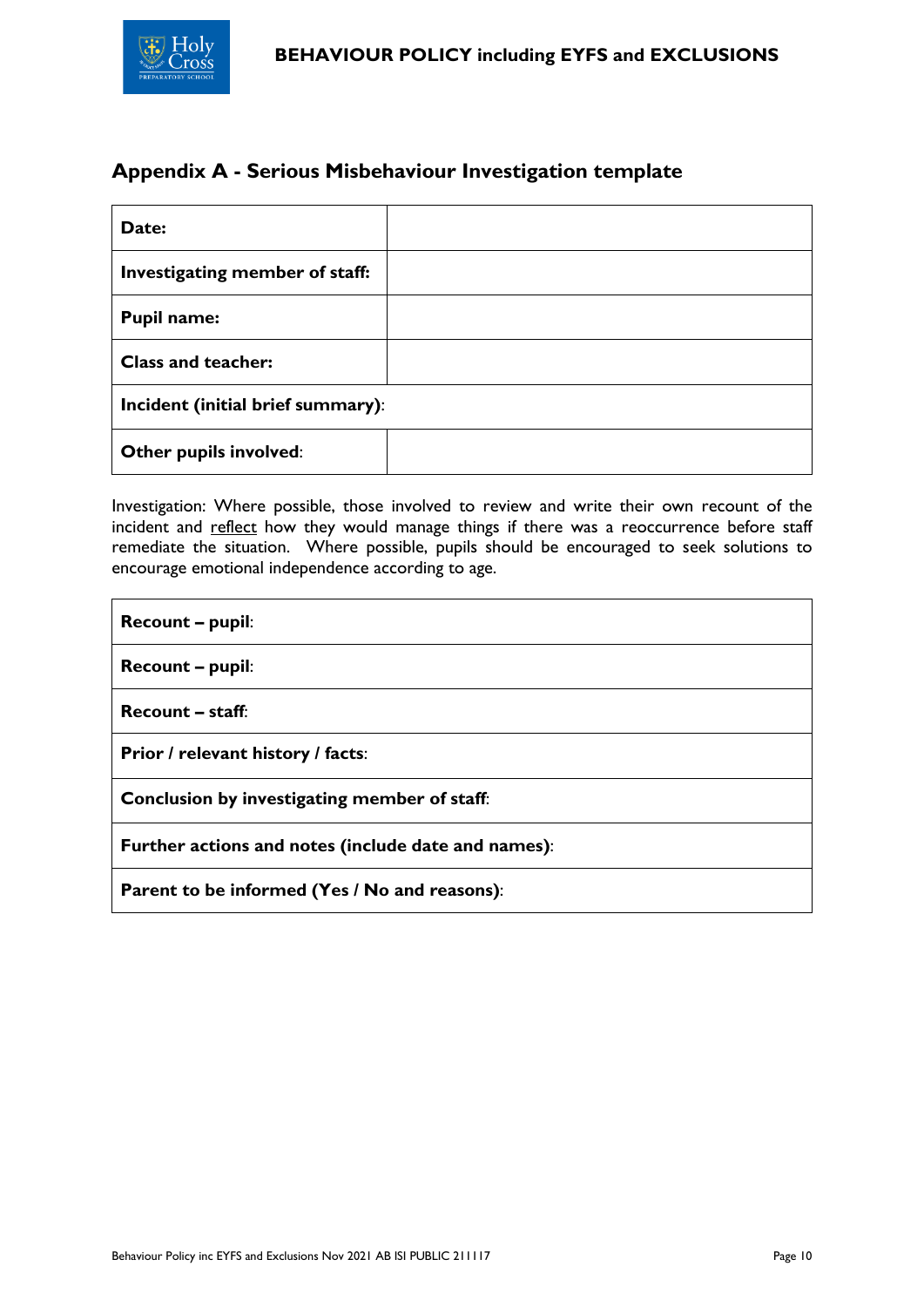## Appendix A - Serious Misbehaviour Investigation template

| | |
|---|---|
| **Date:** | |
| **Investigating member of staff:** | |
| **Pupil name:** | |
| **Class and teacher:** | |
| **Incident (initial brief summary)**: | |
| **Other pupils involved**: | |

Investigation: Where possible, those involved to review and write their own recount of the incident and reflect how they would manage things if there was a reoccurrence before staff remediate the situation. Where possible, pupils should be encouraged to seek solutions to encourage emotional independence according to age.

| |
|---|
| **Recount – pupil**: |
| **Recount – pupil**: |
| **Recount – staff**: |
| **Prior / relevant history / facts**: |
| **Conclusion by investigating member of staff**: |
| **Further actions and notes (include date and names)**: |
| **Parent to be informed (Yes / No and reasons)**: |